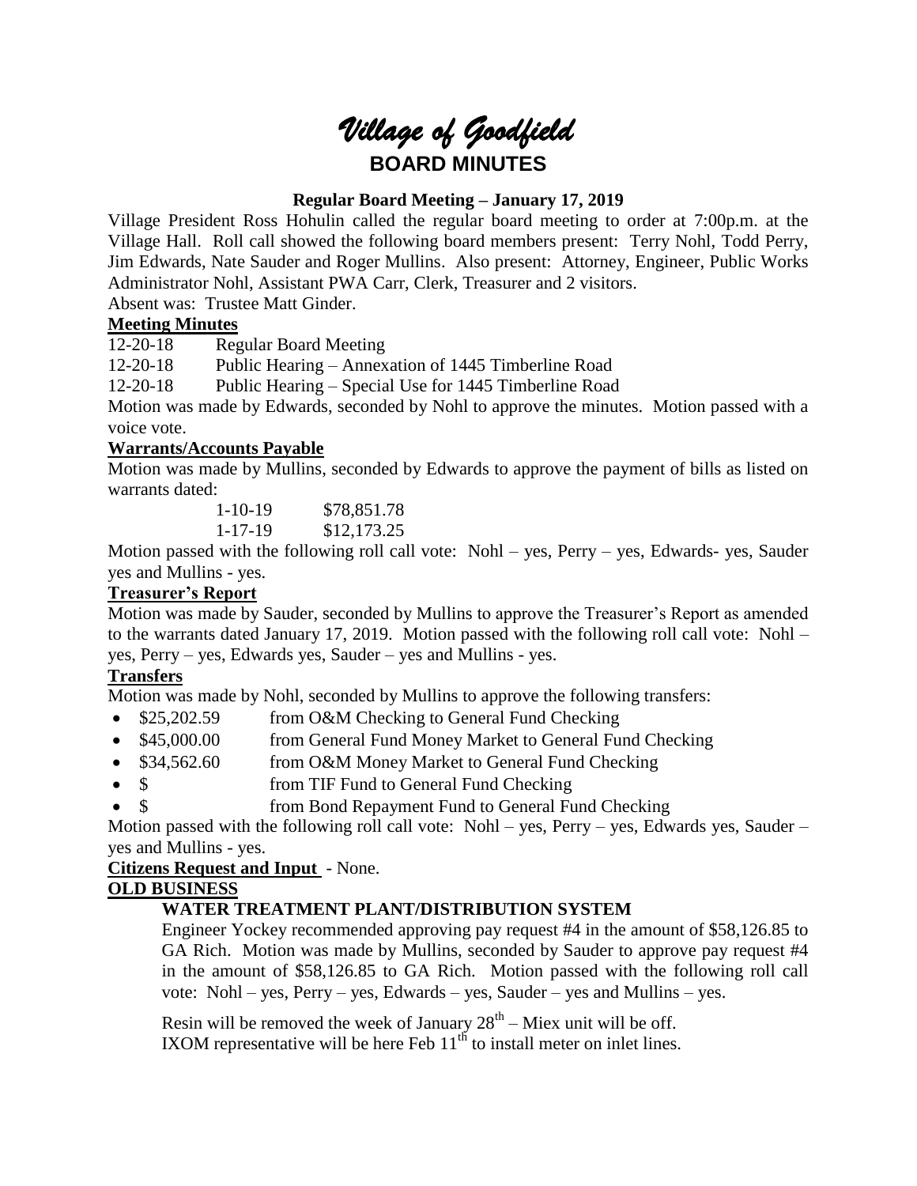# *Village of Goodfield*

## BOARD MINUTES

### Regular Board Meeting – January 17, 2019

Village President Ross Hohulin called the regular board meeting to order at 7:00p.m. at the Village Hall. Roll call showed the following board members present: Terry Nohl, Todd Perry, Jim Edwards, Nate Sauder and Roger Mullins. Also present: Attorney, Engineer, Public Works Administrator Nohl, Assistant PWA Carr, Clerk, Treasurer and 2 visitors.

Absent was: Trustee Matt Ginder.

**Meeting Minutes**

12-20-18 Regular Board Meeting

12-20-18 Public Hearing – Annexation of 1445 Timberline Road

12-20-18 Public Hearing – Special Use for 1445 Timberline Road

Motion was made by Edwards, seconded by Nohl to approve the minutes. Motion passed with a voice vote.

**Warrants/Accounts Payable**

Motion was made by Mullins, seconded by Edwards to approve the payment of bills as listed on warrants dated:

1-10-19 $78,851.78

1-17-19 $12,173.25

Motion passed with the following roll call vote: Nohl – yes, Perry – yes, Edwards- yes, Sauder yes and Mullins - yes.

**Treasurer's Report**

Motion was made by Sauder, seconded by Mullins to approve the Treasurer's Report as amended to the warrants dated January 17, 2019. Motion passed with the following roll call vote: Nohl – yes, Perry – yes, Edwards yes, Sauder – yes and Mullins - yes.

**Transfers**

Motion was made by Nohl, seconded by Mullins to approve the following transfers:

- $25,202.59 from O&M Checking to General Fund Checking
- $45,000.00 from General Fund Money Market to General Fund Checking
- $34,562.60 from O&M Money Market to General Fund Checking
- $ from TIF Fund to General Fund Checking
- $ from Bond Repayment Fund to General Fund Checking

Motion passed with the following roll call vote: Nohl – yes, Perry – yes, Edwards yes, Sauder – yes and Mullins - yes.

**Citizens Request and Input** - None.

**OLD BUSINESS**

**WATER TREATMENT PLANT/DISTRIBUTION SYSTEM**

Engineer Yockey recommended approving pay request #4 in the amount of $58,126.85 to GA Rich. Motion was made by Mullins, seconded by Sauder to approve pay request #4 in the amount of $58,126.85 to GA Rich. Motion passed with the following roll call vote: Nohl – yes, Perry – yes, Edwards – yes, Sauder – yes and Mullins – yes.

Resin will be removed the week of January 28th – Miex unit will be off.

IXOM representative will be here Feb 11th to install meter on inlet lines.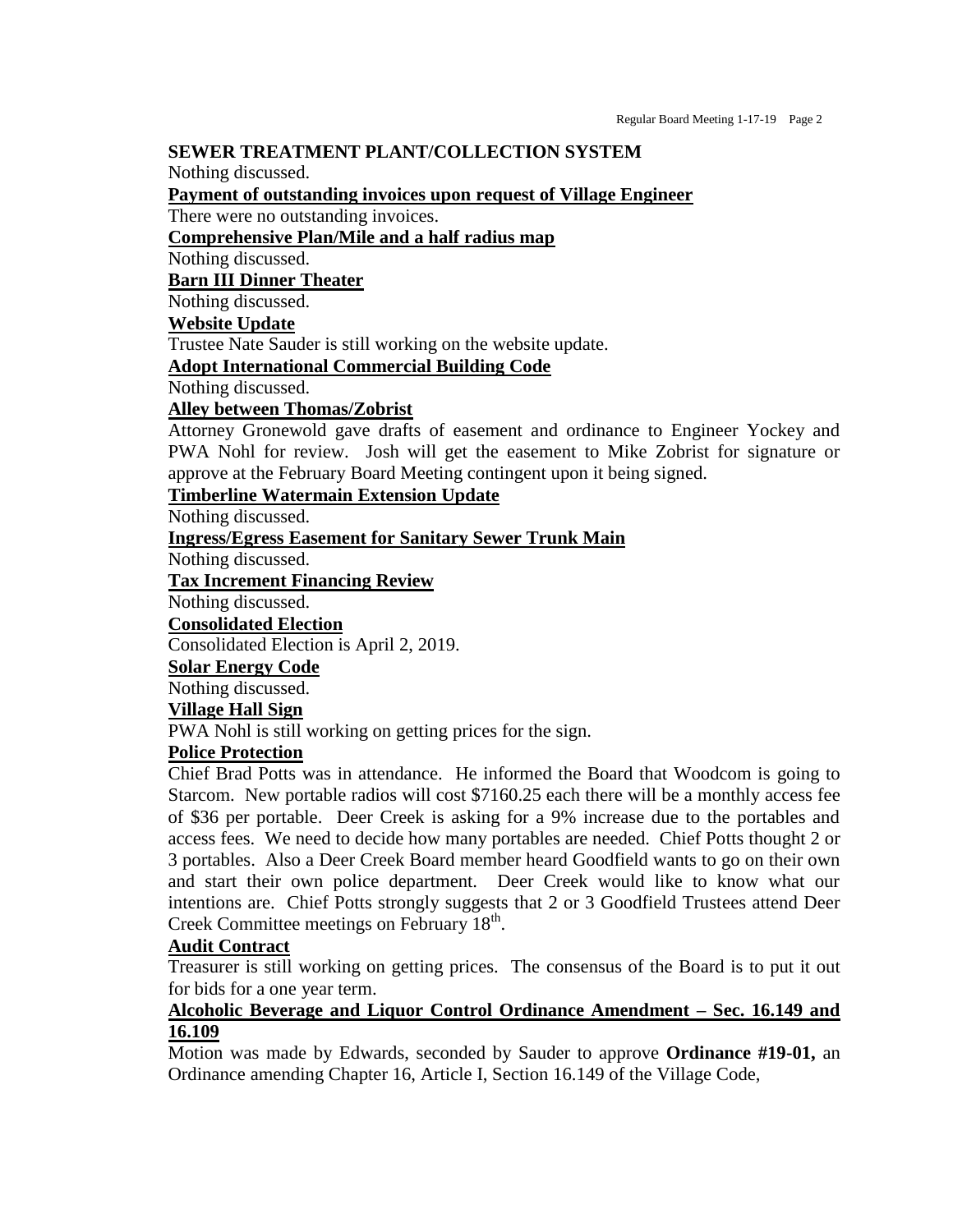**SEWER TREATMENT PLANT/COLLECTION SYSTEM**

Nothing discussed.

**Payment of outstanding invoices upon request of Village Engineer**

There were no outstanding invoices.

**Comprehensive Plan/Mile and a half radius map**

Nothing discussed.

**Barn III Dinner Theater**

Nothing discussed.

**Website Update**

Trustee Nate Sauder is still working on the website update.

**Adopt International Commercial Building Code**

Nothing discussed.

**Alley between Thomas/Zobrist**

Attorney Gronewold gave drafts of easement and ordinance to Engineer Yockey and PWA Nohl for review. Josh will get the easement to Mike Zobrist for signature or approve at the February Board Meeting contingent upon it being signed.

**Timberline Watermain Extension Update**

Nothing discussed.

**Ingress/Egress Easement for Sanitary Sewer Trunk Main**

Nothing discussed.

**Tax Increment Financing Review**

Nothing discussed.

**Consolidated Election**

Consolidated Election is April 2, 2019.

**Solar Energy Code**

Nothing discussed.

**Village Hall Sign**

PWA Nohl is still working on getting prices for the sign.

**Police Protection**

Chief Brad Potts was in attendance. He informed the Board that Woodcom is going to Starcom. New portable radios will cost $7160.25 each there will be a monthly access fee of $36 per portable. Deer Creek is asking for a 9% increase due to the portables and access fees. We need to decide how many portables are needed. Chief Potts thought 2 or 3 portables. Also a Deer Creek Board member heard Goodfield wants to go on their own and start their own police department. Deer Creek would like to know what our intentions are. Chief Potts strongly suggests that 2 or 3 Goodfield Trustees attend Deer Creek Committee meetings on February 18th.

**Audit Contract**

Treasurer is still working on getting prices. The consensus of the Board is to put it out for bids for a one year term.

**Alcoholic Beverage and Liquor Control Ordinance Amendment – Sec. 16.149 and 16.109**

Motion was made by Edwards, seconded by Sauder to approve **Ordinance #19-01,** an Ordinance amending Chapter 16, Article I, Section 16.149 of the Village Code,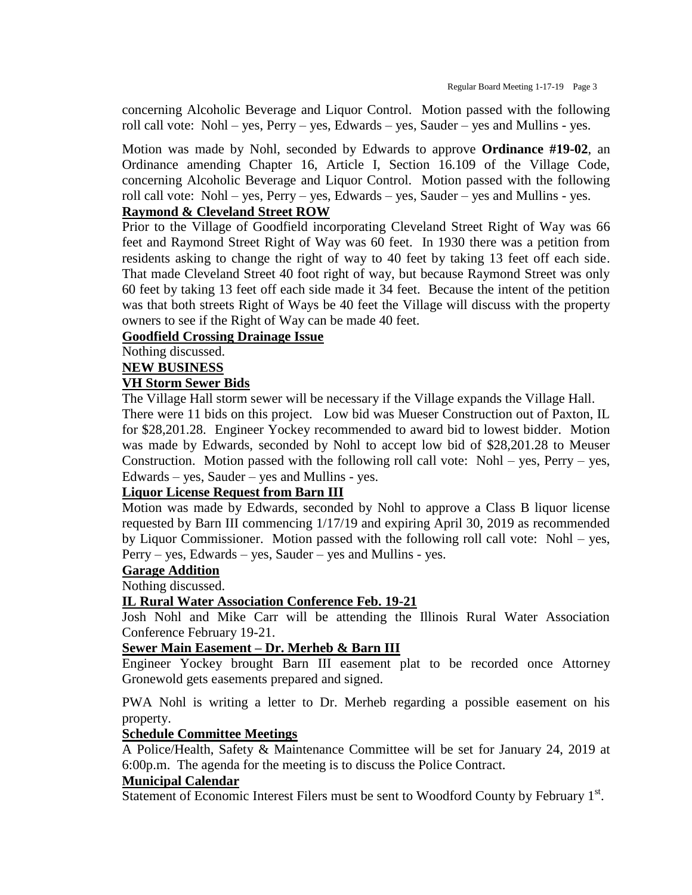concerning Alcoholic Beverage and Liquor Control. Motion passed with the following roll call vote: Nohl – yes, Perry – yes, Edwards – yes, Sauder – yes and Mullins - yes.

Motion was made by Nohl, seconded by Edwards to approve **Ordinance #19-02**, an Ordinance amending Chapter 16, Article I, Section 16.109 of the Village Code, concerning Alcoholic Beverage and Liquor Control. Motion passed with the following roll call vote: Nohl – yes, Perry – yes, Edwards – yes, Sauder – yes and Mullins - yes.

**Raymond & Cleveland Street ROW**

Prior to the Village of Goodfield incorporating Cleveland Street Right of Way was 66 feet and Raymond Street Right of Way was 60 feet. In 1930 there was a petition from residents asking to change the right of way to 40 feet by taking 13 feet off each side. That made Cleveland Street 40 foot right of way, but because Raymond Street was only 60 feet by taking 13 feet off each side made it 34 feet. Because the intent of the petition was that both streets Right of Ways be 40 feet the Village will discuss with the property owners to see if the Right of Way can be made 40 feet.

**Goodfield Crossing Drainage Issue**

Nothing discussed.

**NEW BUSINESS**

**VH Storm Sewer Bids**

The Village Hall storm sewer will be necessary if the Village expands the Village Hall.

There were 11 bids on this project. Low bid was Mueser Construction out of Paxton, IL for $28,201.28. Engineer Yockey recommended to award bid to lowest bidder. Motion was made by Edwards, seconded by Nohl to accept low bid of $28,201.28 to Meuser Construction. Motion passed with the following roll call vote: Nohl – yes, Perry – yes, Edwards – yes, Sauder – yes and Mullins - yes.

**Liquor License Request from Barn III**

Motion was made by Edwards, seconded by Nohl to approve a Class B liquor license requested by Barn III commencing 1/17/19 and expiring April 30, 2019 as recommended by Liquor Commissioner. Motion passed with the following roll call vote: Nohl – yes, Perry – yes, Edwards – yes, Sauder – yes and Mullins - yes.

**Garage Addition**

Nothing discussed.

**IL Rural Water Association Conference Feb. 19-21**

Josh Nohl and Mike Carr will be attending the Illinois Rural Water Association Conference February 19-21.

**Sewer Main Easement – Dr. Merheb & Barn III**

Engineer Yockey brought Barn III easement plat to be recorded once Attorney Gronewold gets easements prepared and signed.

PWA Nohl is writing a letter to Dr. Merheb regarding a possible easement on his property.

**Schedule Committee Meetings**

A Police/Health, Safety & Maintenance Committee will be set for January 24, 2019 at 6:00p.m. The agenda for the meeting is to discuss the Police Contract.

**Municipal Calendar**

Statement of Economic Interest Filers must be sent to Woodford County by February 1st.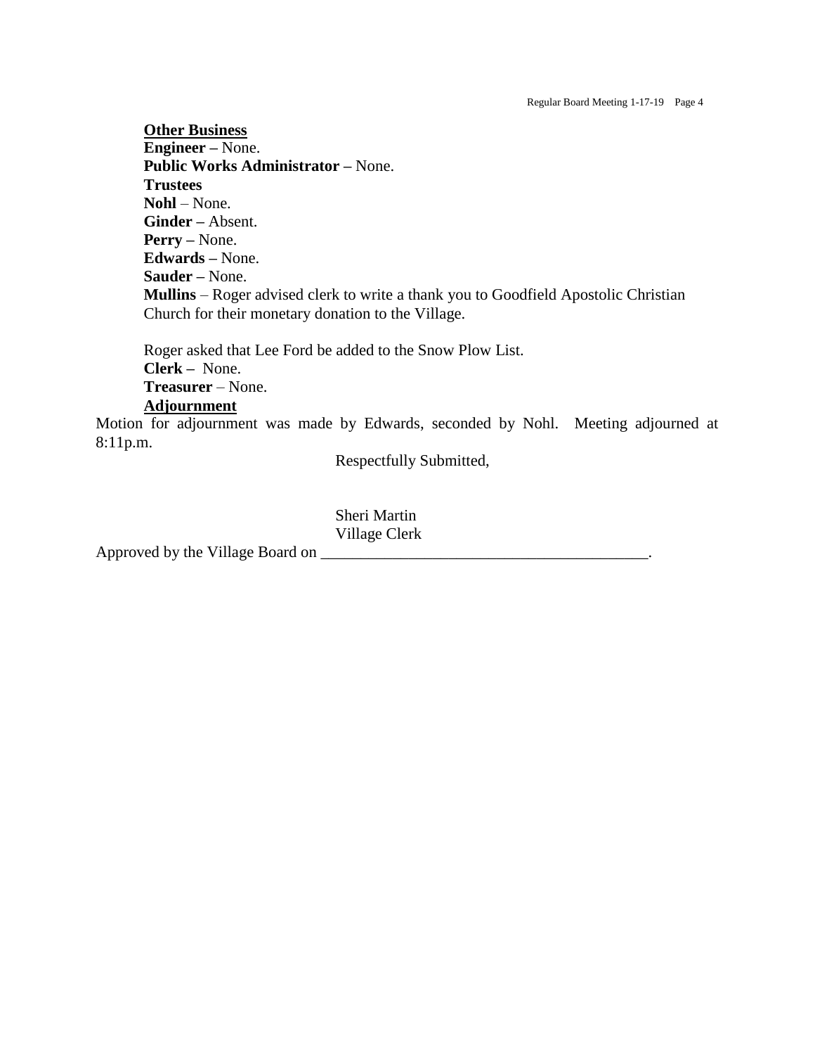**Other Business**

**Engineer –** None.

**Public Works Administrator –** None.

**Trustees**

**Nohl** – None.

**Ginder –** Absent.

**Perry –** None.

**Edwards –** None.

**Sauder –** None.

**Mullins** – Roger advised clerk to write a thank you to Goodfield Apostolic Christian Church for their monetary donation to the Village.

Roger asked that Lee Ford be added to the Snow Plow List.

**Clerk –** None.

**Treasurer** – None.

**Adjournment**

Motion for adjournment was made by Edwards, seconded by Nohl. Meeting adjourned at 8:11p.m.

Respectfully Submitted,

Sheri Martin
Village Clerk

Approved by the Village Board on ________________________________________.